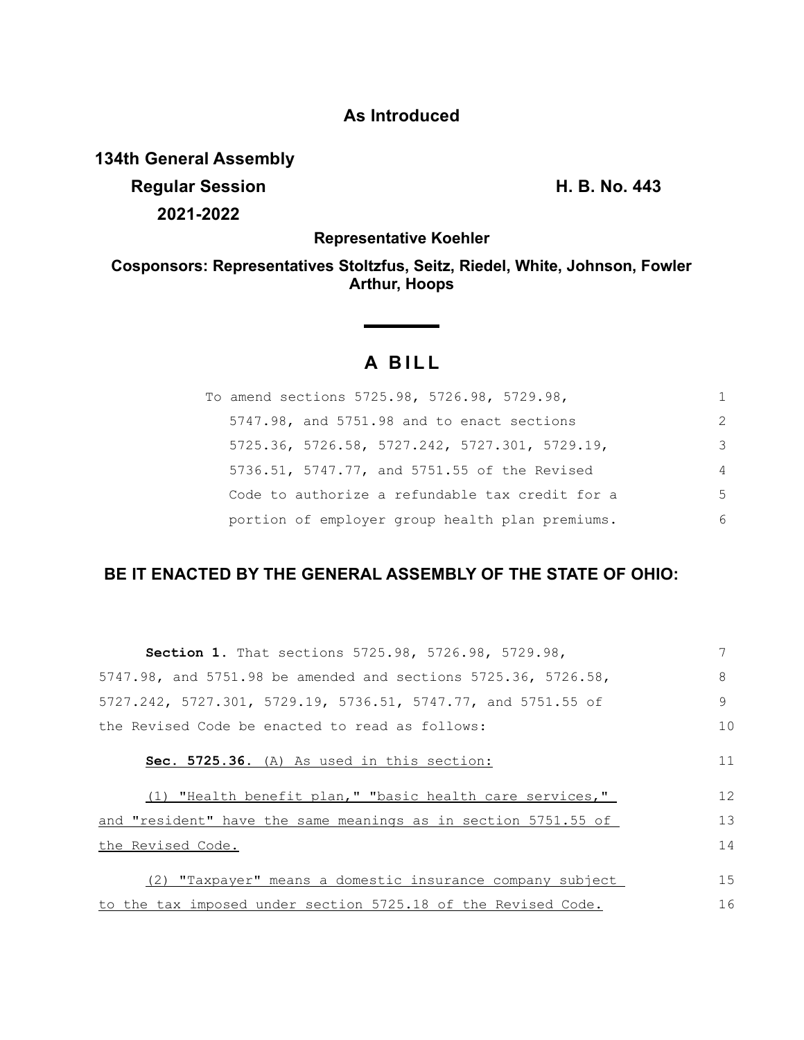**As Introduced**

**134th General Assembly**
**Regular Session** **H. B. No. 443**
**2021-2022**

**Representative Koehler**

**Cosponsors: Representatives Stoltzfus, Seitz, Riedel, White, Johnson, Fowler Arthur, Hoops**

# A BILL

To amend sections 5725.98, 5726.98, 5729.98, 5747.98, and 5751.98 and to enact sections 5725.36, 5726.58, 5727.242, 5727.301, 5729.19, 5736.51, 5747.77, and 5751.55 of the Revised Code to authorize a refundable tax credit for a portion of employer group health plan premiums.

## BE IT ENACTED BY THE GENERAL ASSEMBLY OF THE STATE OF OHIO:

**Section 1.** That sections 5725.98, 5726.98, 5729.98, 5747.98, and 5751.98 be amended and sections 5725.36, 5726.58, 5727.242, 5727.301, 5729.19, 5736.51, 5747.77, and 5751.55 of the Revised Code be enacted to read as follows:

**Sec. 5725.36.** (A) As used in this section:

(1) "Health benefit plan," "basic health care services," and "resident" have the same meanings as in section 5751.55 of the Revised Code.

(2) "Taxpayer" means a domestic insurance company subject to the tax imposed under section 5725.18 of the Revised Code.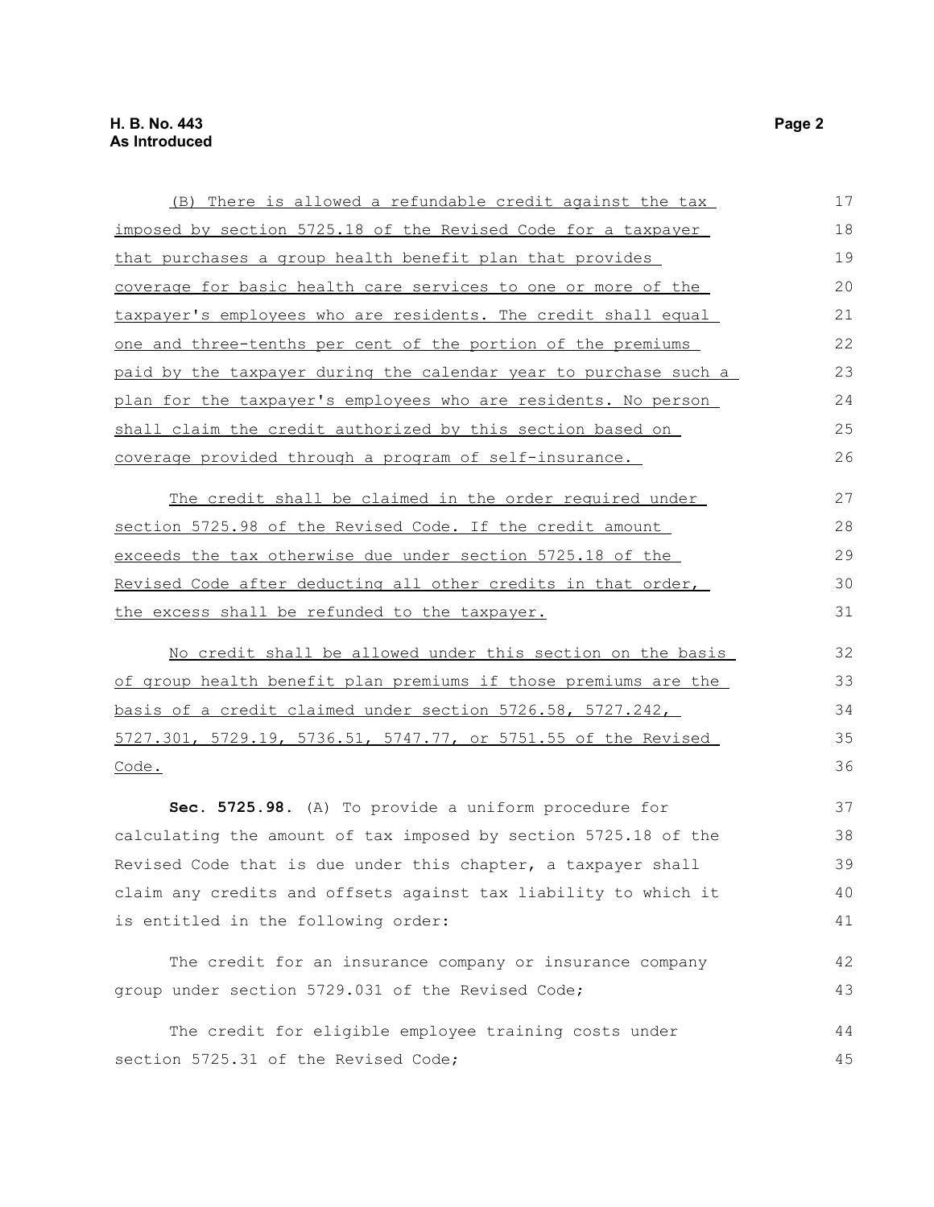(B) There is allowed a refundable credit against the tax imposed by section 5725.18 of the Revised Code for a taxpayer that purchases a group health benefit plan that provides coverage for basic health care services to one or more of the taxpayer's employees who are residents. The credit shall equal one and three-tenths per cent of the portion of the premiums paid by the taxpayer during the calendar year to purchase such a plan for the taxpayer's employees who are residents. No person shall claim the credit authorized by this section based on coverage provided through a program of self-insurance.

The credit shall be claimed in the order required under section 5725.98 of the Revised Code. If the credit amount exceeds the tax otherwise due under section 5725.18 of the Revised Code after deducting all other credits in that order, the excess shall be refunded to the taxpayer.

No credit shall be allowed under this section on the basis of group health benefit plan premiums if those premiums are the basis of a credit claimed under section 5726.58, 5727.242, 5727.301, 5729.19, 5736.51, 5747.77, or 5751.55 of the Revised Code.

**Sec. 5725.98.** (A) To provide a uniform procedure for calculating the amount of tax imposed by section 5725.18 of the Revised Code that is due under this chapter, a taxpayer shall claim any credits and offsets against tax liability to which it is entitled in the following order:

The credit for an insurance company or insurance company group under section 5729.031 of the Revised Code;

The credit for eligible employee training costs under section 5725.31 of the Revised Code;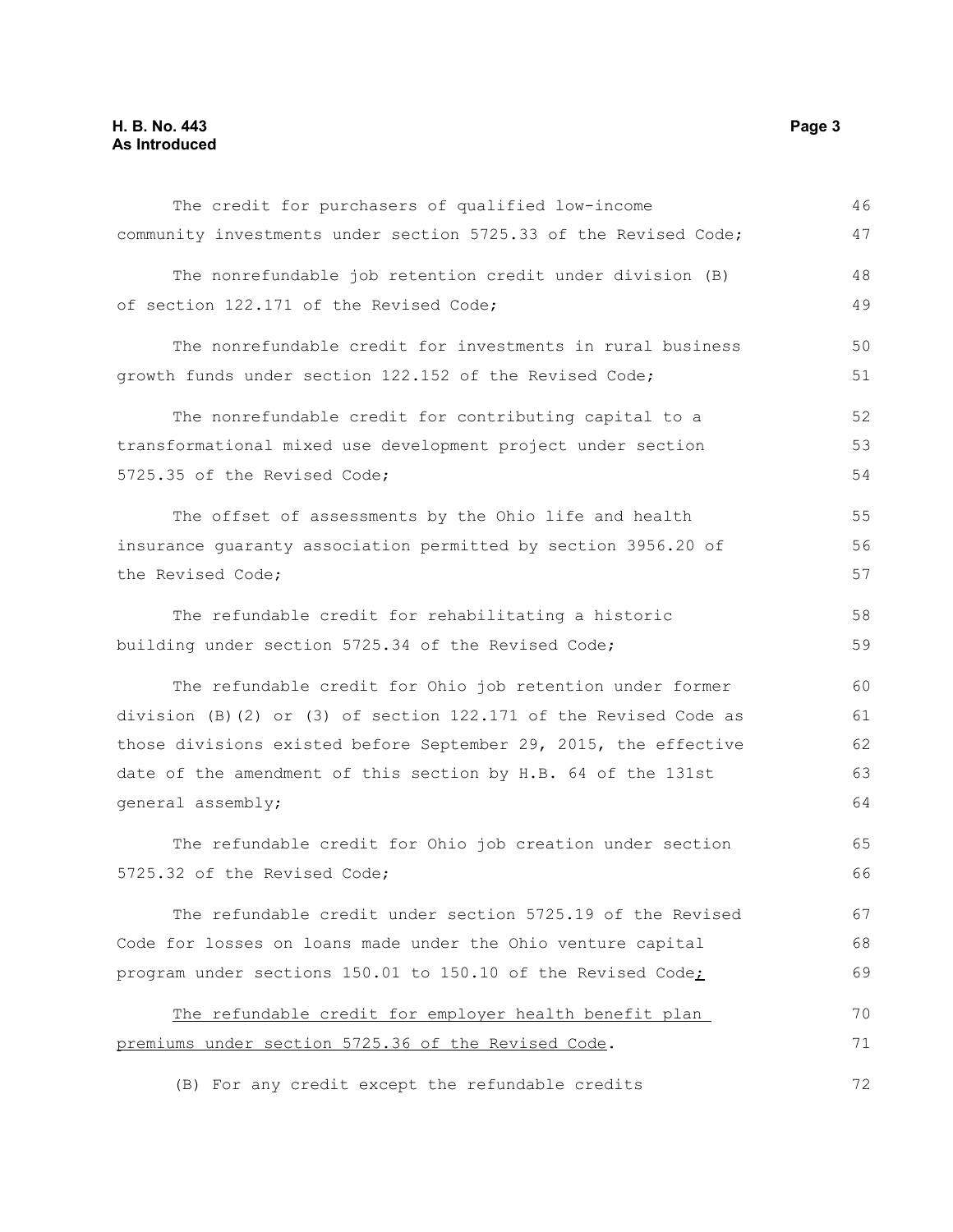The credit for purchasers of qualified low-income community investments under section 5725.33 of the Revised Code;

The nonrefundable job retention credit under division (B) of section 122.171 of the Revised Code;

The nonrefundable credit for investments in rural business growth funds under section 122.152 of the Revised Code;

The nonrefundable credit for contributing capital to a transformational mixed use development project under section 5725.35 of the Revised Code;

The offset of assessments by the Ohio life and health insurance guaranty association permitted by section 3956.20 of the Revised Code;

The refundable credit for rehabilitating a historic building under section 5725.34 of the Revised Code;

The refundable credit for Ohio job retention under former division (B)(2) or (3) of section 122.171 of the Revised Code as those divisions existed before September 29, 2015, the effective date of the amendment of this section by H.B. 64 of the 131st general assembly;

The refundable credit for Ohio job creation under section 5725.32 of the Revised Code;

The refundable credit under section 5725.19 of the Revised Code for losses on loans made under the Ohio venture capital program under sections 150.01 to 150.10 of the Revised Code<u>;</u>

<u>The refundable credit for employer health benefit plan premiums under section 5725.36 of the Revised Code</u>.

(B) For any credit except the refundable credits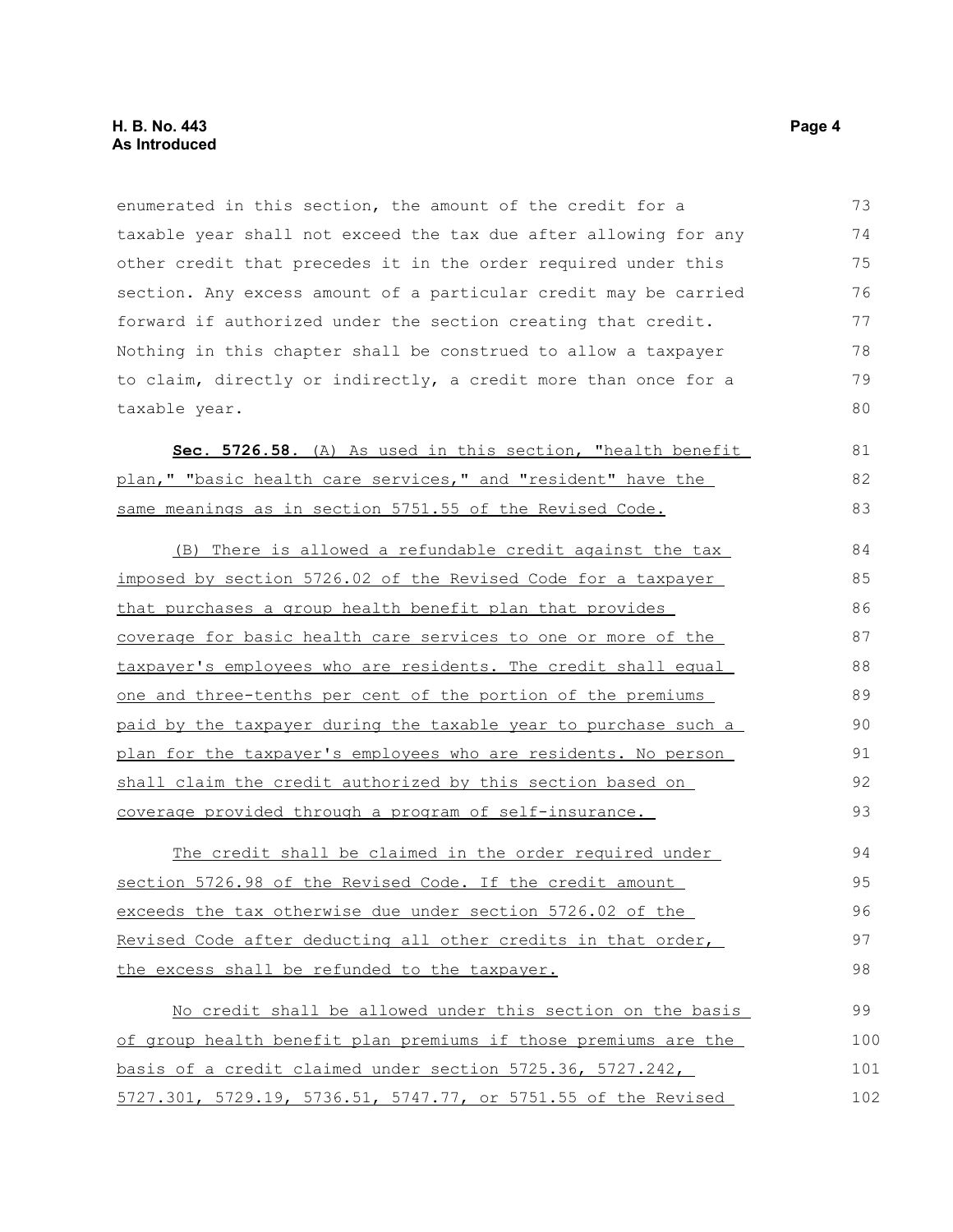enumerated in this section, the amount of the credit for a taxable year shall not exceed the tax due after allowing for any other credit that precedes it in the order required under this section. Any excess amount of a particular credit may be carried forward if authorized under the section creating that credit. Nothing in this chapter shall be construed to allow a taxpayer to claim, directly or indirectly, a credit more than once for a taxable year.

**Sec. 5726.58.** (A) As used in this section, "health benefit plan," "basic health care services," and "resident" have the same meanings as in section 5751.55 of the Revised Code.

(B) There is allowed a refundable credit against the tax imposed by section 5726.02 of the Revised Code for a taxpayer that purchases a group health benefit plan that provides coverage for basic health care services to one or more of the taxpayer's employees who are residents. The credit shall equal one and three-tenths per cent of the portion of the premiums paid by the taxpayer during the taxable year to purchase such a plan for the taxpayer's employees who are residents. No person shall claim the credit authorized by this section based on coverage provided through a program of self-insurance.

The credit shall be claimed in the order required under section 5726.98 of the Revised Code. If the credit amount exceeds the tax otherwise due under section 5726.02 of the Revised Code after deducting all other credits in that order, the excess shall be refunded to the taxpayer.

No credit shall be allowed under this section on the basis of group health benefit plan premiums if those premiums are the basis of a credit claimed under section 5725.36, 5727.242, 5727.301, 5729.19, 5736.51, 5747.77, or 5751.55 of the Revised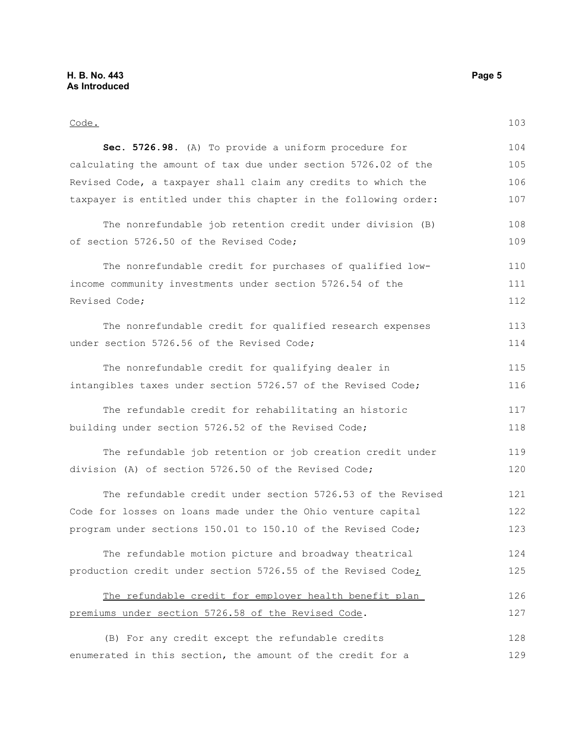Code.

**Sec. 5726.98.** (A) To provide a uniform procedure for calculating the amount of tax due under section 5726.02 of the Revised Code, a taxpayer shall claim any credits to which the taxpayer is entitled under this chapter in the following order:

The nonrefundable job retention credit under division (B) of section 5726.50 of the Revised Code;

The nonrefundable credit for purchases of qualified low-income community investments under section 5726.54 of the Revised Code;

The nonrefundable credit for qualified research expenses under section 5726.56 of the Revised Code;

The nonrefundable credit for qualifying dealer in intangibles taxes under section 5726.57 of the Revised Code;

The refundable credit for rehabilitating an historic building under section 5726.52 of the Revised Code;

The refundable job retention or job creation credit under division (A) of section 5726.50 of the Revised Code;

The refundable credit under section 5726.53 of the Revised Code for losses on loans made under the Ohio venture capital program under sections 150.01 to 150.10 of the Revised Code;

The refundable motion picture and broadway theatrical production credit under section 5726.55 of the Revised Code;

The refundable credit for employer health benefit plan premiums under section 5726.58 of the Revised Code.

(B) For any credit except the refundable credits enumerated in this section, the amount of the credit for a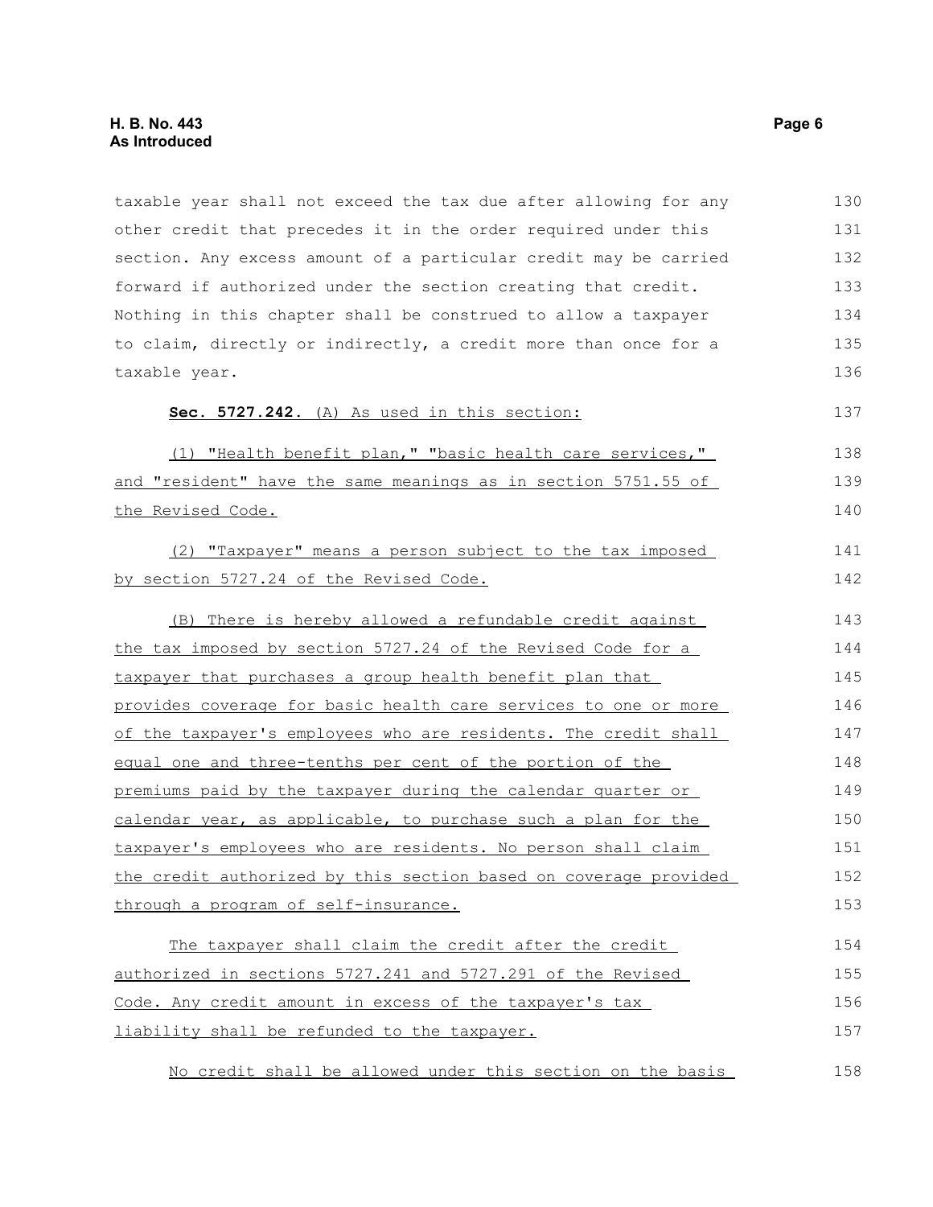taxable year shall not exceed the tax due after allowing for any other credit that precedes it in the order required under this section. Any excess amount of a particular credit may be carried forward if authorized under the section creating that credit. Nothing in this chapter shall be construed to allow a taxpayer to claim, directly or indirectly, a credit more than once for a taxable year.

**Sec. 5727.242.** (A) As used in this section:

(1) "Health benefit plan," "basic health care services," and "resident" have the same meanings as in section 5751.55 of the Revised Code.

(2) "Taxpayer" means a person subject to the tax imposed by section 5727.24 of the Revised Code.

(B) There is hereby allowed a refundable credit against the tax imposed by section 5727.24 of the Revised Code for a taxpayer that purchases a group health benefit plan that provides coverage for basic health care services to one or more of the taxpayer's employees who are residents. The credit shall equal one and three-tenths per cent of the portion of the premiums paid by the taxpayer during the calendar quarter or calendar year, as applicable, to purchase such a plan for the taxpayer's employees who are residents. No person shall claim the credit authorized by this section based on coverage provided through a program of self-insurance.

The taxpayer shall claim the credit after the credit authorized in sections 5727.241 and 5727.291 of the Revised Code. Any credit amount in excess of the taxpayer's tax liability shall be refunded to the taxpayer.

No credit shall be allowed under this section on the basis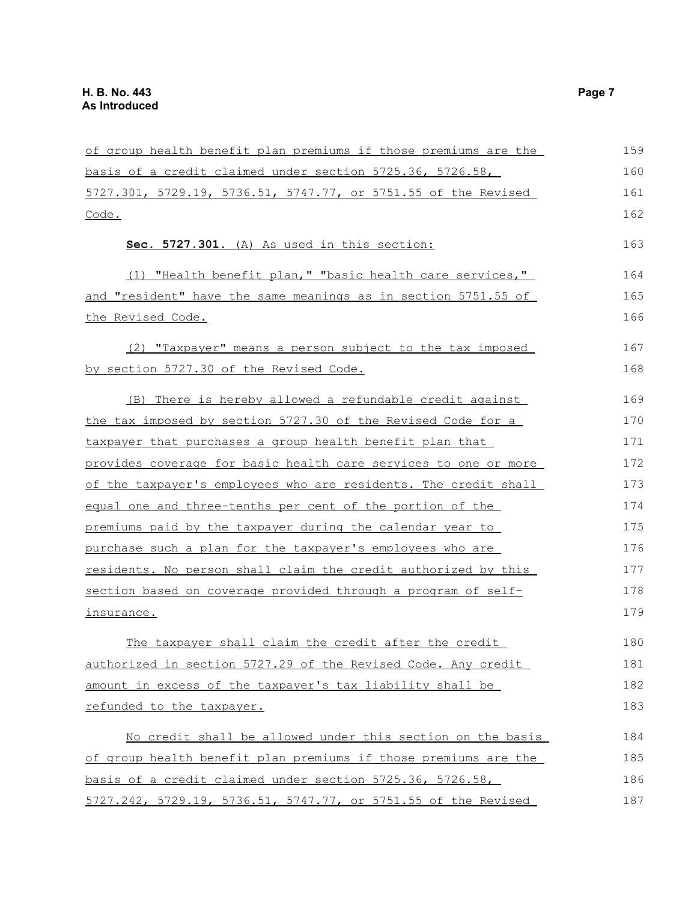of group health benefit plan premiums if those premiums are the basis of a credit claimed under section 5725.36, 5726.58, 5727.301, 5729.19, 5736.51, 5747.77, or 5751.55 of the Revised Code.

**Sec. 5727.301.** (A) As used in this section:

(1) "Health benefit plan," "basic health care services," and "resident" have the same meanings as in section 5751.55 of the Revised Code.

(2) "Taxpayer" means a person subject to the tax imposed by section 5727.30 of the Revised Code.

(B) There is hereby allowed a refundable credit against the tax imposed by section 5727.30 of the Revised Code for a taxpayer that purchases a group health benefit plan that provides coverage for basic health care services to one or more of the taxpayer's employees who are residents. The credit shall equal one and three-tenths per cent of the portion of the premiums paid by the taxpayer during the calendar year to purchase such a plan for the taxpayer's employees who are residents. No person shall claim the credit authorized by this section based on coverage provided through a program of self-insurance.

The taxpayer shall claim the credit after the credit authorized in section 5727.29 of the Revised Code. Any credit amount in excess of the taxpayer's tax liability shall be refunded to the taxpayer.

No credit shall be allowed under this section on the basis of group health benefit plan premiums if those premiums are the basis of a credit claimed under section 5725.36, 5726.58, 5727.242, 5729.19, 5736.51, 5747.77, or 5751.55 of the Revised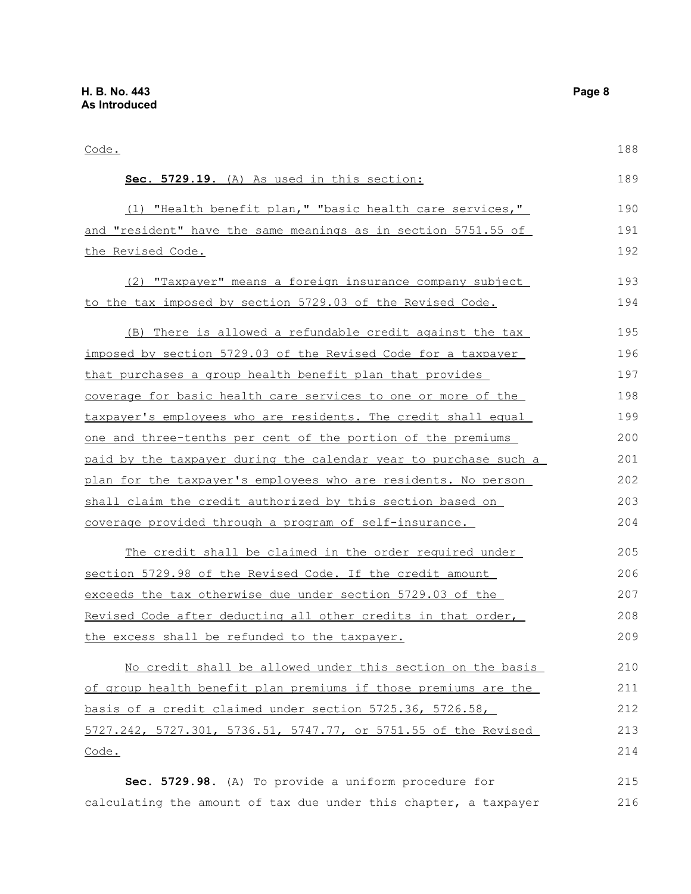Code.

**Sec. 5729.19.** (A) As used in this section:

(1) "Health benefit plan," "basic health care services," and "resident" have the same meanings as in section 5751.55 of the Revised Code.

(2) "Taxpayer" means a foreign insurance company subject to the tax imposed by section 5729.03 of the Revised Code.

(B) There is allowed a refundable credit against the tax imposed by section 5729.03 of the Revised Code for a taxpayer that purchases a group health benefit plan that provides coverage for basic health care services to one or more of the taxpayer's employees who are residents. The credit shall equal one and three-tenths per cent of the portion of the premiums paid by the taxpayer during the calendar year to purchase such a plan for the taxpayer's employees who are residents. No person shall claim the credit authorized by this section based on coverage provided through a program of self-insurance.

The credit shall be claimed in the order required under section 5729.98 of the Revised Code. If the credit amount exceeds the tax otherwise due under section 5729.03 of the Revised Code after deducting all other credits in that order, the excess shall be refunded to the taxpayer.

No credit shall be allowed under this section on the basis of group health benefit plan premiums if those premiums are the basis of a credit claimed under section 5725.36, 5726.58, 5727.242, 5727.301, 5736.51, 5747.77, or 5751.55 of the Revised Code.

**Sec. 5729.98.** (A) To provide a uniform procedure for calculating the amount of tax due under this chapter, a taxpayer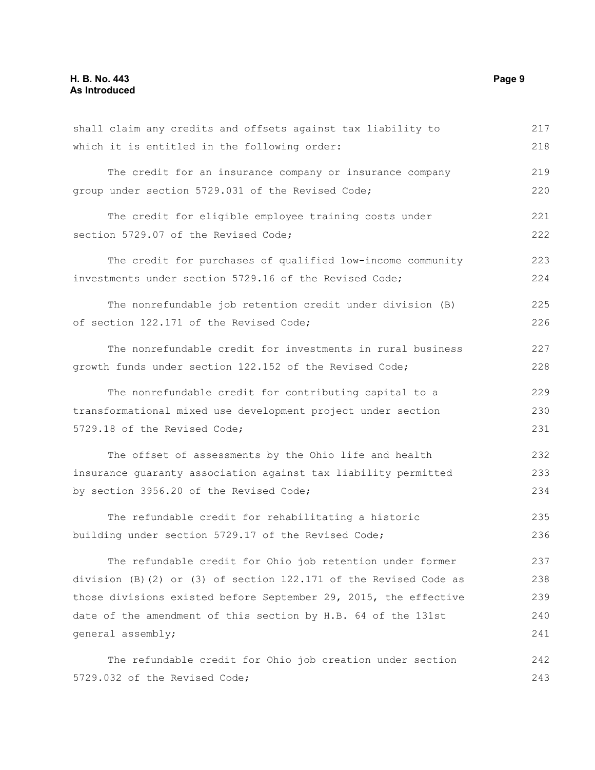shall claim any credits and offsets against tax liability to which it is entitled in the following order:

The credit for an insurance company or insurance company group under section 5729.031 of the Revised Code;

The credit for eligible employee training costs under section 5729.07 of the Revised Code;

The credit for purchases of qualified low-income community investments under section 5729.16 of the Revised Code;

The nonrefundable job retention credit under division (B) of section 122.171 of the Revised Code;

The nonrefundable credit for investments in rural business growth funds under section 122.152 of the Revised Code;

The nonrefundable credit for contributing capital to a transformational mixed use development project under section 5729.18 of the Revised Code;

The offset of assessments by the Ohio life and health insurance guaranty association against tax liability permitted by section 3956.20 of the Revised Code;

The refundable credit for rehabilitating a historic building under section 5729.17 of the Revised Code;

The refundable credit for Ohio job retention under former division (B)(2) or (3) of section 122.171 of the Revised Code as those divisions existed before September 29, 2015, the effective date of the amendment of this section by H.B. 64 of the 131st general assembly;

The refundable credit for Ohio job creation under section 5729.032 of the Revised Code;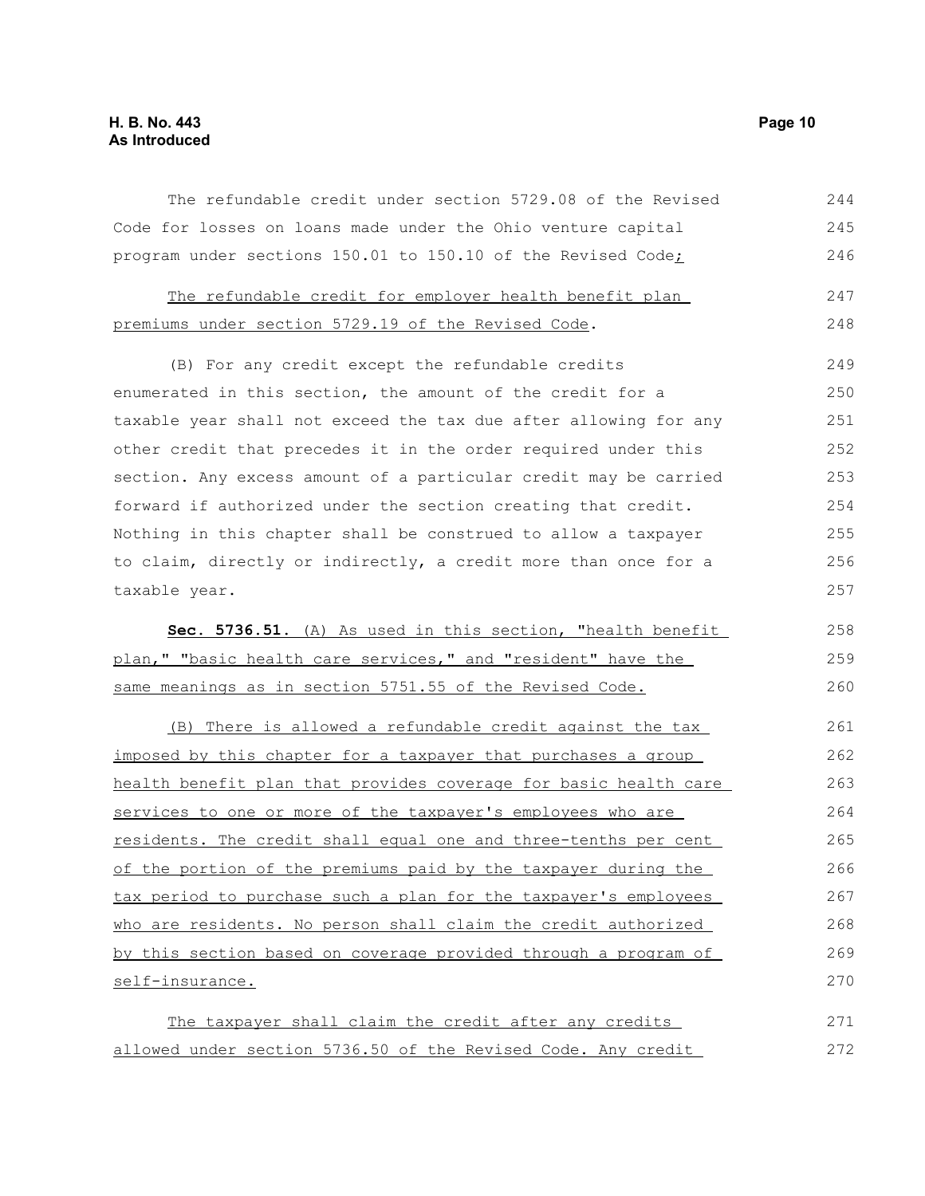The refundable credit under section 5729.08 of the Revised Code for losses on loans made under the Ohio venture capital program under sections 150.01 to 150.10 of the Revised Code<u>;</u>

<u>The refundable credit for employer health benefit plan premiums under section 5729.19 of the Revised Code</u>.

(B) For any credit except the refundable credits enumerated in this section, the amount of the credit for a taxable year shall not exceed the tax due after allowing for any other credit that precedes it in the order required under this section. Any excess amount of a particular credit may be carried forward if authorized under the section creating that credit. Nothing in this chapter shall be construed to allow a taxpayer to claim, directly or indirectly, a credit more than once for a taxable year.

**Sec. 5736.51.** <u>(A) As used in this section, "health benefit plan," "basic health care services," and "resident" have the same meanings as in section 5751.55 of the Revised Code.</u>

<u>(B) There is allowed a refundable credit against the tax imposed by this chapter for a taxpayer that purchases a group health benefit plan that provides coverage for basic health care services to one or more of the taxpayer's employees who are residents. The credit shall equal one and three-tenths per cent of the portion of the premiums paid by the taxpayer during the tax period to purchase such a plan for the taxpayer's employees who are residents. No person shall claim the credit authorized by this section based on coverage provided through a program of self-insurance.</u>

<u>The taxpayer shall claim the credit after any credits allowed under section 5736.50 of the Revised Code. Any credit</u>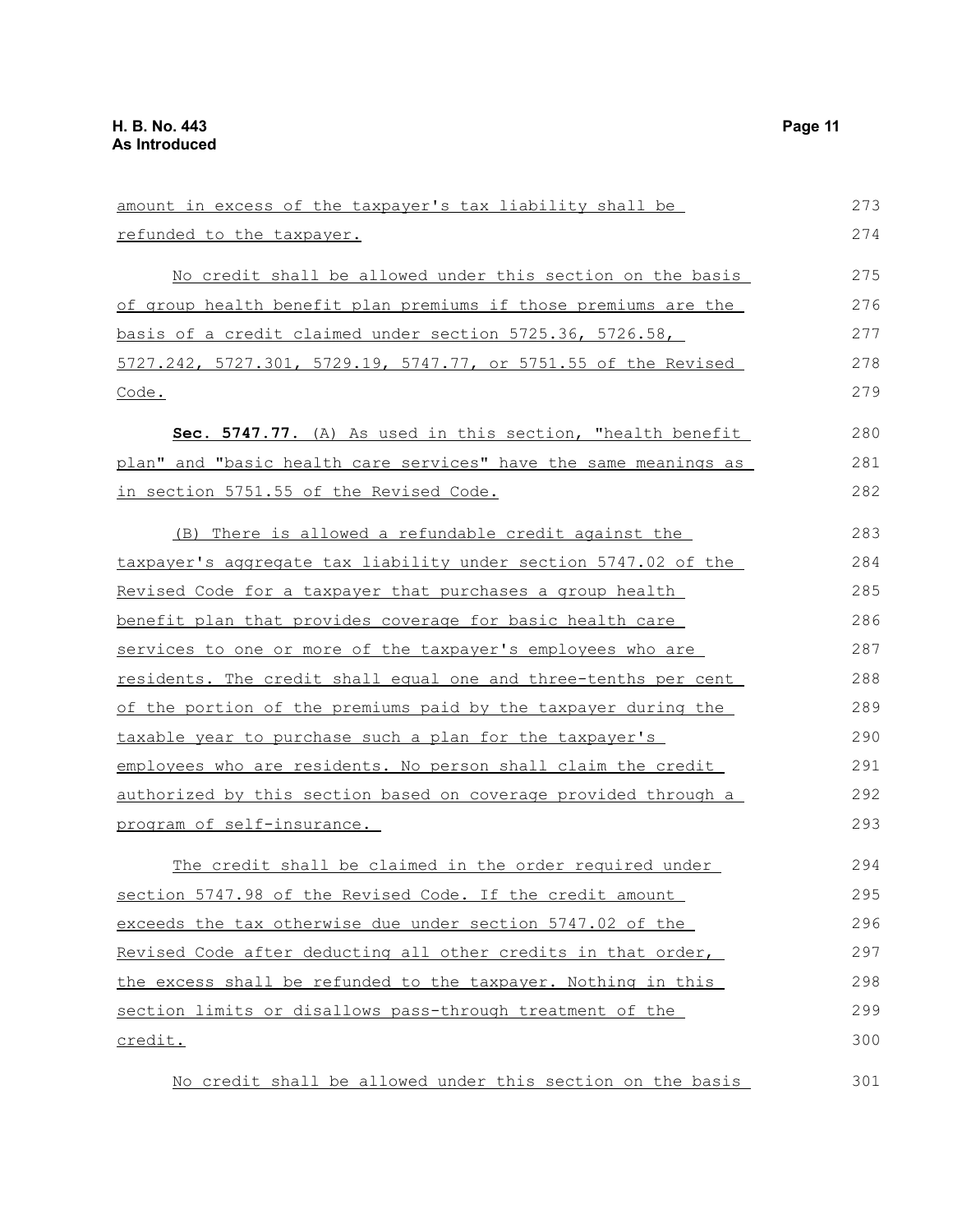amount in excess of the taxpayer's tax liability shall be refunded to the taxpayer.

No credit shall be allowed under this section on the basis of group health benefit plan premiums if those premiums are the basis of a credit claimed under section 5725.36, 5726.58, 5727.242, 5727.301, 5729.19, 5747.77, or 5751.55 of the Revised Code.

**Sec. 5747.77.** (A) As used in this section, "health benefit plan" and "basic health care services" have the same meanings as in section 5751.55 of the Revised Code.

(B) There is allowed a refundable credit against the taxpayer's aggregate tax liability under section 5747.02 of the Revised Code for a taxpayer that purchases a group health benefit plan that provides coverage for basic health care services to one or more of the taxpayer's employees who are residents. The credit shall equal one and three-tenths per cent of the portion of the premiums paid by the taxpayer during the taxable year to purchase such a plan for the taxpayer's employees who are residents. No person shall claim the credit authorized by this section based on coverage provided through a program of self-insurance.

The credit shall be claimed in the order required under section 5747.98 of the Revised Code. If the credit amount exceeds the tax otherwise due under section 5747.02 of the Revised Code after deducting all other credits in that order, the excess shall be refunded to the taxpayer. Nothing in this section limits or disallows pass-through treatment of the credit.

No credit shall be allowed under this section on the basis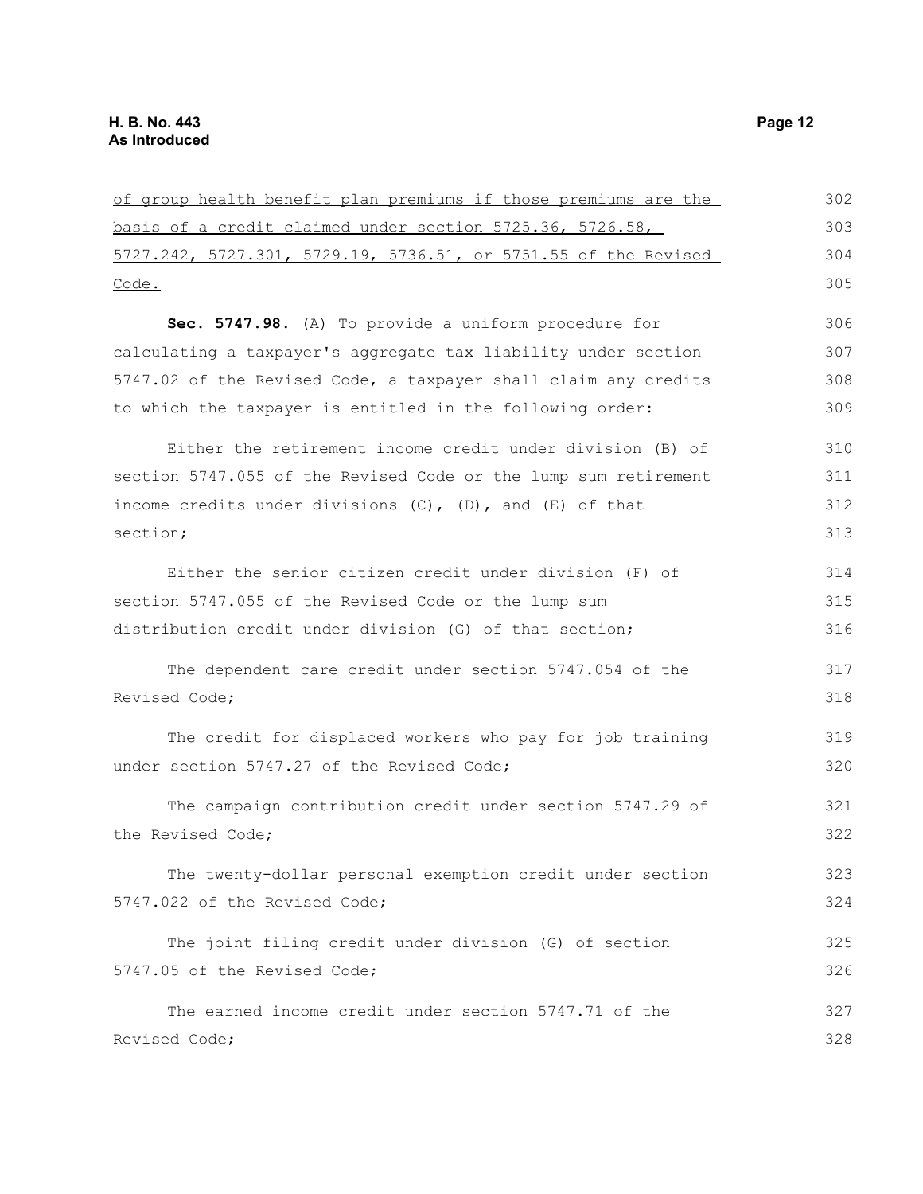<u>of group health benefit plan premiums if those premiums are the basis of a credit claimed under section 5725.36, 5726.58, 5727.242, 5727.301, 5729.19, 5736.51, or 5751.55 of the Revised Code.</u>

**Sec. 5747.98.** (A) To provide a uniform procedure for calculating a taxpayer's aggregate tax liability under section 5747.02 of the Revised Code, a taxpayer shall claim any credits to which the taxpayer is entitled in the following order:

Either the retirement income credit under division (B) of section 5747.055 of the Revised Code or the lump sum retirement income credits under divisions (C), (D), and (E) of that section;

Either the senior citizen credit under division (F) of section 5747.055 of the Revised Code or the lump sum distribution credit under division (G) of that section;

The dependent care credit under section 5747.054 of the Revised Code;

The credit for displaced workers who pay for job training under section 5747.27 of the Revised Code;

The campaign contribution credit under section 5747.29 of the Revised Code;

The twenty-dollar personal exemption credit under section 5747.022 of the Revised Code;

The joint filing credit under division (G) of section 5747.05 of the Revised Code;

The earned income credit under section 5747.71 of the Revised Code;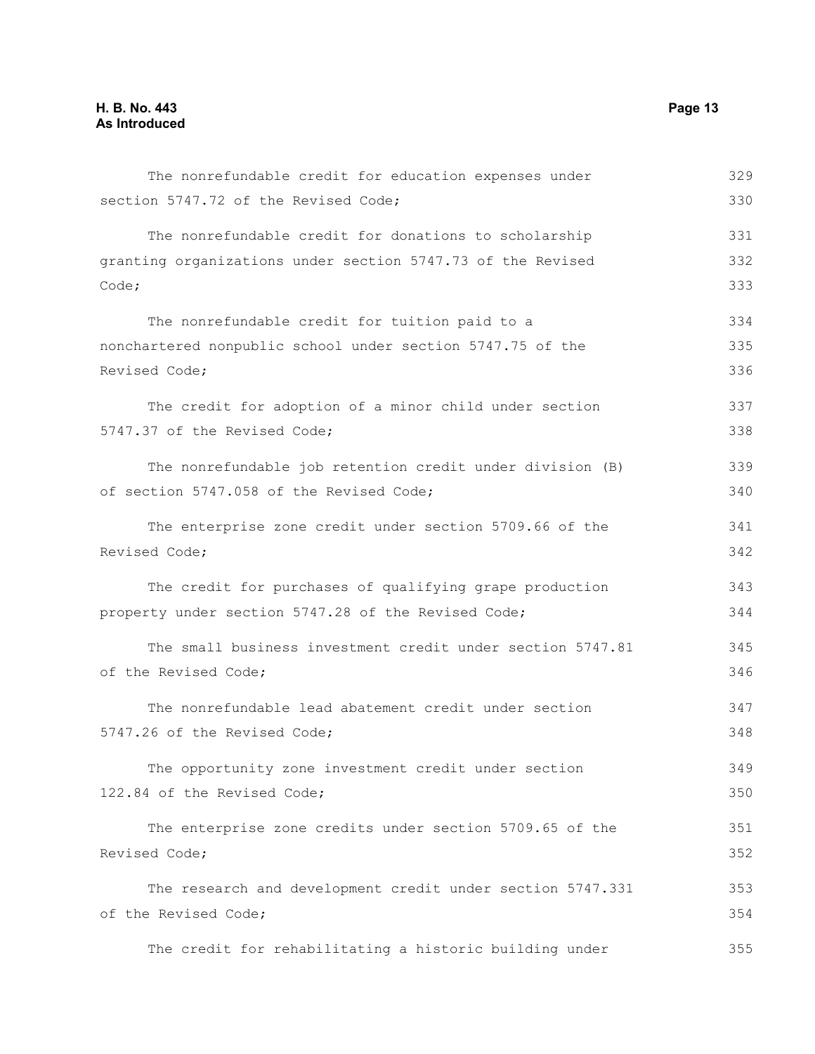The nonrefundable credit for education expenses under section 5747.72 of the Revised Code;

The nonrefundable credit for donations to scholarship granting organizations under section 5747.73 of the Revised Code;

The nonrefundable credit for tuition paid to a nonchartered nonpublic school under section 5747.75 of the Revised Code;

The credit for adoption of a minor child under section 5747.37 of the Revised Code;

The nonrefundable job retention credit under division (B) of section 5747.058 of the Revised Code;

The enterprise zone credit under section 5709.66 of the Revised Code;

The credit for purchases of qualifying grape production property under section 5747.28 of the Revised Code;

The small business investment credit under section 5747.81 of the Revised Code;

The nonrefundable lead abatement credit under section 5747.26 of the Revised Code;

The opportunity zone investment credit under section 122.84 of the Revised Code;

The enterprise zone credits under section 5709.65 of the Revised Code;

The research and development credit under section 5747.331 of the Revised Code;

The credit for rehabilitating a historic building under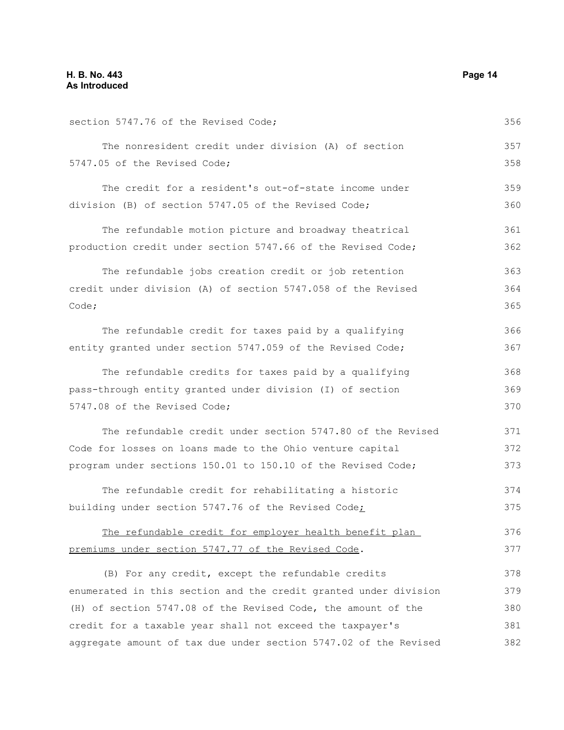section 5747.76 of the Revised Code;

The nonresident credit under division (A) of section 5747.05 of the Revised Code;

The credit for a resident's out-of-state income under division (B) of section 5747.05 of the Revised Code;

The refundable motion picture and broadway theatrical production credit under section 5747.66 of the Revised Code;

The refundable jobs creation credit or job retention credit under division (A) of section 5747.058 of the Revised Code;

The refundable credit for taxes paid by a qualifying entity granted under section 5747.059 of the Revised Code;

The refundable credits for taxes paid by a qualifying pass-through entity granted under division (I) of section 5747.08 of the Revised Code;

The refundable credit under section 5747.80 of the Revised Code for losses on loans made to the Ohio venture capital program under sections 150.01 to 150.10 of the Revised Code;

The refundable credit for rehabilitating a historic building under section 5747.76 of the Revised Code;

The refundable credit for employer health benefit plan premiums under section 5747.77 of the Revised Code.

(B) For any credit, except the refundable credits enumerated in this section and the credit granted under division (H) of section 5747.08 of the Revised Code, the amount of the credit for a taxable year shall not exceed the taxpayer's aggregate amount of tax due under section 5747.02 of the Revised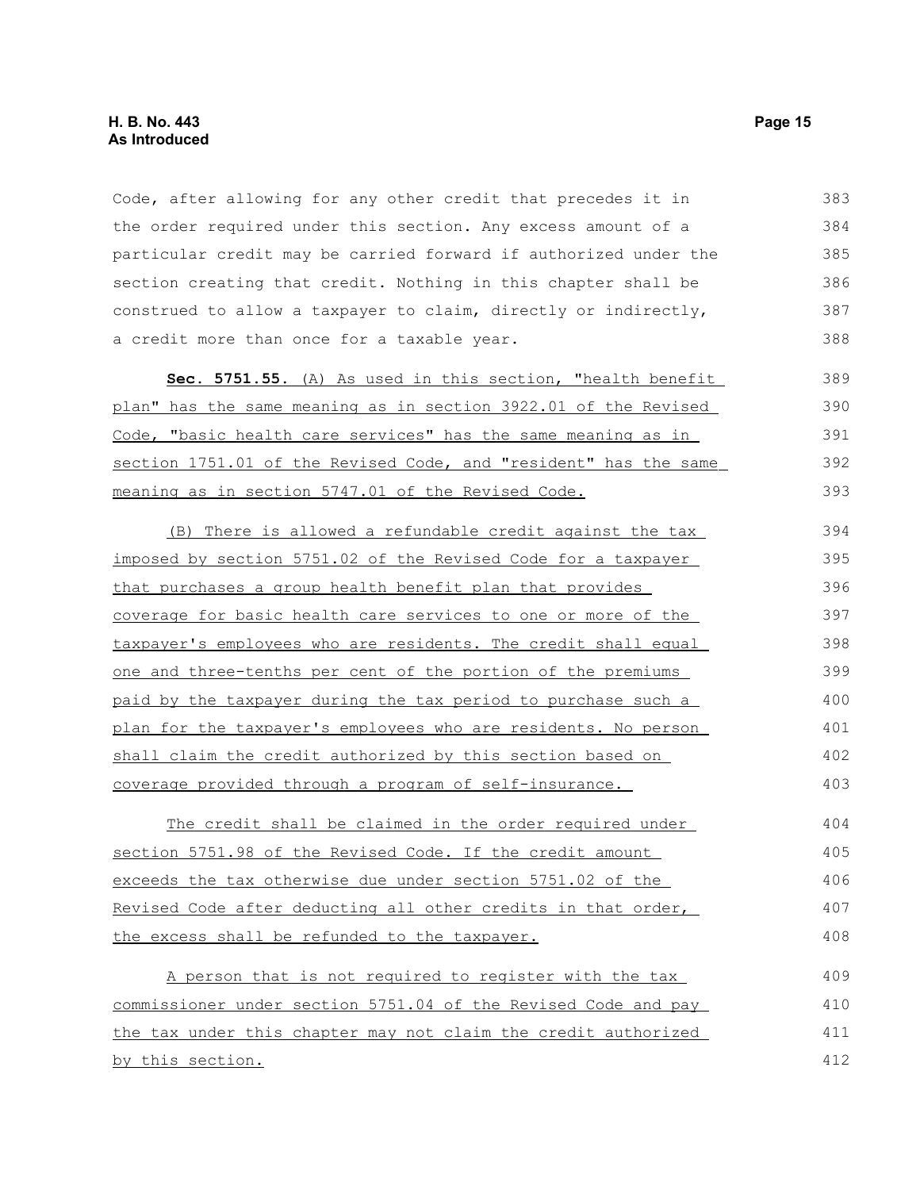Code, after allowing for any other credit that precedes it in the order required under this section. Any excess amount of a particular credit may be carried forward if authorized under the section creating that credit. Nothing in this chapter shall be construed to allow a taxpayer to claim, directly or indirectly, a credit more than once for a taxable year.

**Sec. 5751.55.** (A) As used in this section, "health benefit plan" has the same meaning as in section 3922.01 of the Revised Code, "basic health care services" has the same meaning as in section 1751.01 of the Revised Code, and "resident" has the same meaning as in section 5747.01 of the Revised Code.

(B) There is allowed a refundable credit against the tax imposed by section 5751.02 of the Revised Code for a taxpayer that purchases a group health benefit plan that provides coverage for basic health care services to one or more of the taxpayer's employees who are residents. The credit shall equal one and three-tenths per cent of the portion of the premiums paid by the taxpayer during the tax period to purchase such a plan for the taxpayer's employees who are residents. No person shall claim the credit authorized by this section based on coverage provided through a program of self-insurance.

The credit shall be claimed in the order required under section 5751.98 of the Revised Code. If the credit amount exceeds the tax otherwise due under section 5751.02 of the Revised Code after deducting all other credits in that order, the excess shall be refunded to the taxpayer.

A person that is not required to register with the tax commissioner under section 5751.04 of the Revised Code and pay the tax under this chapter may not claim the credit authorized by this section.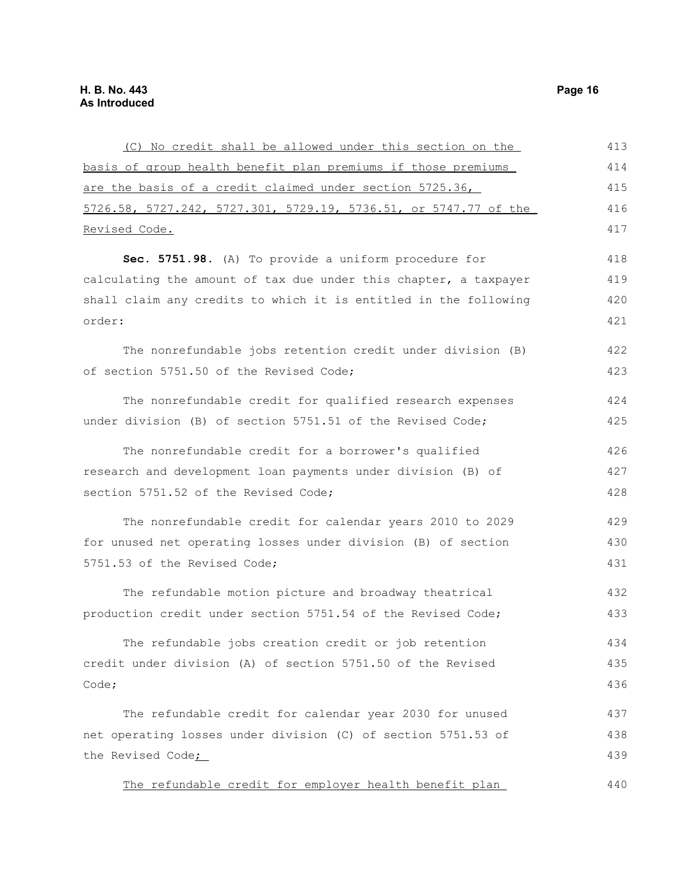(C) No credit shall be allowed under this section on the basis of group health benefit plan premiums if those premiums are the basis of a credit claimed under section 5725.36, 5726.58, 5727.242, 5727.301, 5729.19, 5736.51, or 5747.77 of the Revised Code.

**Sec. 5751.98.** (A) To provide a uniform procedure for calculating the amount of tax due under this chapter, a taxpayer shall claim any credits to which it is entitled in the following order:

The nonrefundable jobs retention credit under division (B) of section 5751.50 of the Revised Code;

The nonrefundable credit for qualified research expenses under division (B) of section 5751.51 of the Revised Code;

The nonrefundable credit for a borrower's qualified research and development loan payments under division (B) of section 5751.52 of the Revised Code;

The nonrefundable credit for calendar years 2010 to 2029 for unused net operating losses under division (B) of section 5751.53 of the Revised Code;

The refundable motion picture and broadway theatrical production credit under section 5751.54 of the Revised Code;

The refundable jobs creation credit or job retention credit under division (A) of section 5751.50 of the Revised Code;

The refundable credit for calendar year 2030 for unused net operating losses under division (C) of section 5751.53 of the Revised Code;

The refundable credit for employer health benefit plan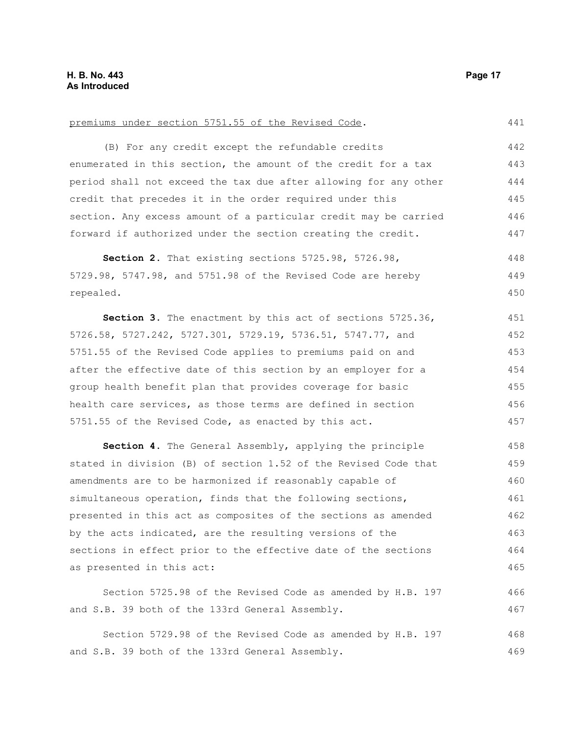premiums under section 5751.55 of the Revised Code.

(B) For any credit except the refundable credits enumerated in this section, the amount of the credit for a tax period shall not exceed the tax due after allowing for any other credit that precedes it in the order required under this section. Any excess amount of a particular credit may be carried forward if authorized under the section creating the credit.

**Section 2.** That existing sections 5725.98, 5726.98, 5729.98, 5747.98, and 5751.98 of the Revised Code are hereby repealed.

**Section 3.** The enactment by this act of sections 5725.36, 5726.58, 5727.242, 5727.301, 5729.19, 5736.51, 5747.77, and 5751.55 of the Revised Code applies to premiums paid on and after the effective date of this section by an employer for a group health benefit plan that provides coverage for basic health care services, as those terms are defined in section 5751.55 of the Revised Code, as enacted by this act.

**Section 4.** The General Assembly, applying the principle stated in division (B) of section 1.52 of the Revised Code that amendments are to be harmonized if reasonably capable of simultaneous operation, finds that the following sections, presented in this act as composites of the sections as amended by the acts indicated, are the resulting versions of the sections in effect prior to the effective date of the sections as presented in this act:

Section 5725.98 of the Revised Code as amended by H.B. 197 and S.B. 39 both of the 133rd General Assembly.

Section 5729.98 of the Revised Code as amended by H.B. 197 and S.B. 39 both of the 133rd General Assembly.